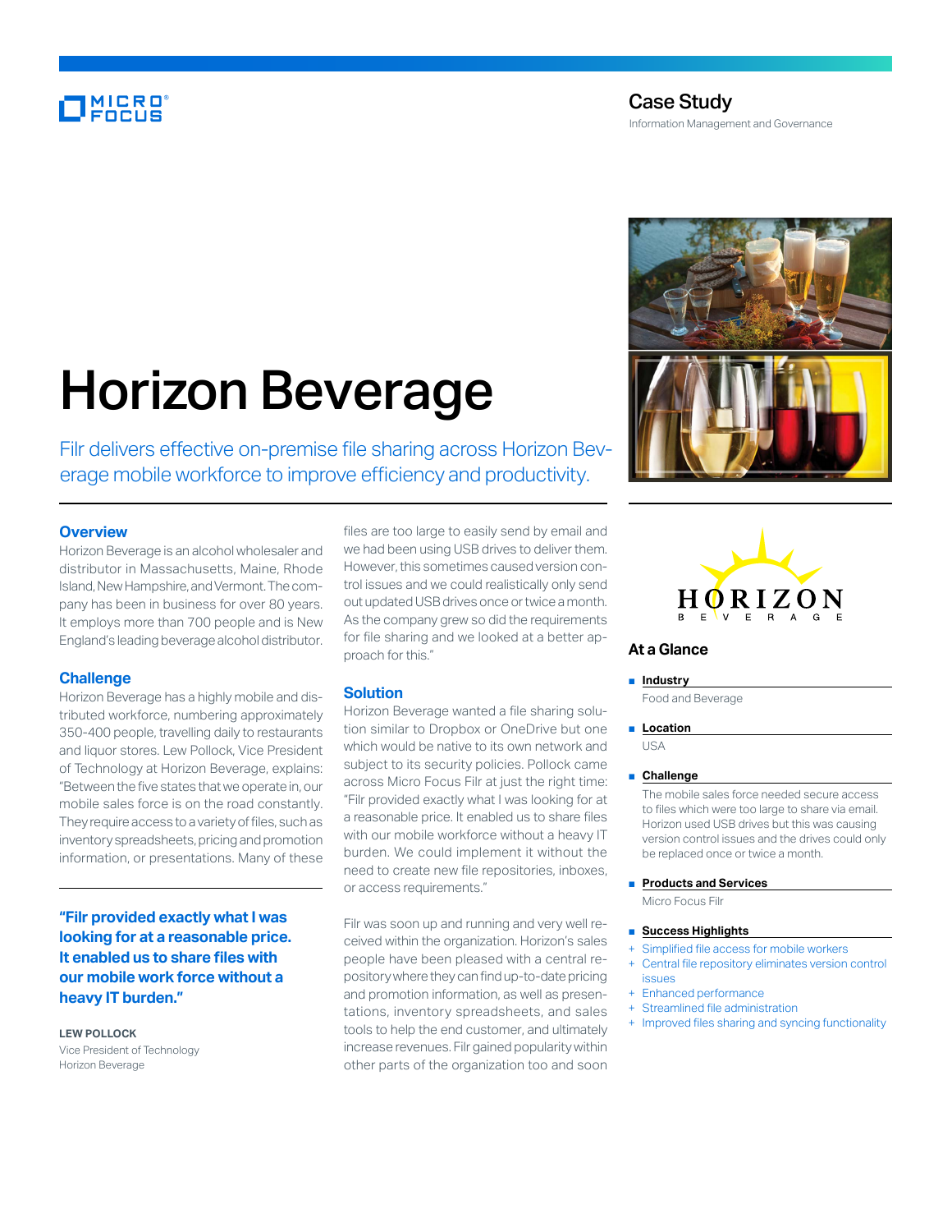Case Study

Information Management and Governance

# Horizon Beverage

Filr delivers effective on-premise file sharing across Horizon Beverage mobile workforce to improve efficiency and productivity.

## Overview

Horizon Beverage is an alcohol wholesaler and distributor in Massachusetts, Maine, Rhode Island, New Hampshire, and Vermont. The company has been in business for over 80 years. It employs more than 700 people and is New England's leading beverage alcohol distributor.

## Challenge

Horizon Beverage has a highly mobile and distributed workforce, numbering approximately 350-400 people, travelling daily to restaurants and liquor stores. Lew Pollock, Vice President of Technology at Horizon Beverage, explains: "Between the five states that we operate in, our mobile sales force is on the road constantly. They require access to a variety of files, such as inventory spreadsheets, pricing and promotion information, or presentations. Many of these files are too large to easily send by email and we had been using USB drives to deliver them. However, this sometimes caused version control issues and we could realistically only send out updated USB drives once or twice a month. As the company grew so did the requirements for file sharing and we looked at a better approach for this."

> **"Filr provided exactly what I was looking for at a reasonable price. It enabled us to share files with our mobile work force without a heavy IT burden."**
>
> **LEW POLLOCK**
> Vice President of Technology
> Horizon Beverage

## Solution

Horizon Beverage wanted a file sharing solution similar to Dropbox or OneDrive but one which would be native to its own network and subject to its security policies. Pollock came across Micro Focus Filr at just the right time: "Filr provided exactly what I was looking for at a reasonable price. It enabled us to share files with our mobile workforce without a heavy IT burden. We could implement it without the need to create new file repositories, inboxes, or access requirements."

Filr was soon up and running and very well received within the organization. Horizon's sales people have been pleased with a central repository where they can find up-to-date pricing and promotion information, as well as presentations, inventory spreadsheets, and sales tools to help the end customer, and ultimately increase revenues. Filr gained popularity within other parts of the organization too and soon

## At a Glance

- **Industry**

  Food and Beverage

- **Location**

  USA

- **Challenge**

  The mobile sales force needed secure access to files which were too large to share via email. Horizon used USB drives but this was causing version control issues and the drives could only be replaced once or twice a month.

- **Products and Services**

  Micro Focus Filr

- **Success Highlights**

  + Simplified file access for mobile workers
  + Central file repository eliminates version control issues
  + Enhanced performance
  + Streamlined file administration
  + Improved files sharing and syncing functionality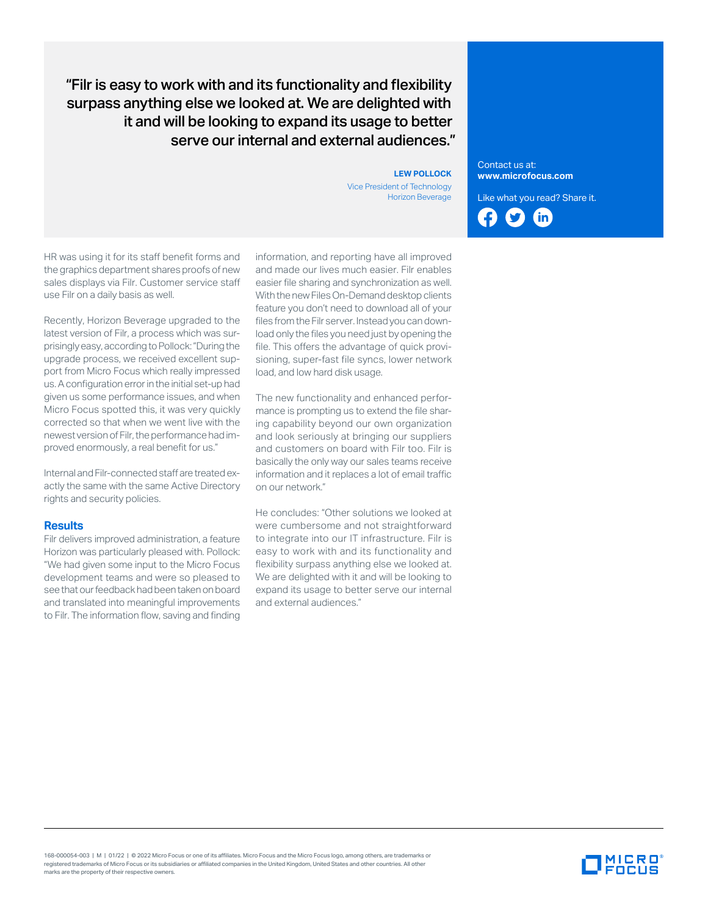> "Filr is easy to work with and its functionality and flexibility surpass anything else we looked at. We are delighted with it and will be looking to expand its usage to better serve our internal and external audiences."

**LEW POLLOCK**
Vice President of Technology
Horizon Beverage

Contact us at:
**www.microfocus.com**

Like what you read? Share it.

HR was using it for its staff benefit forms and the graphics department shares proofs of new sales displays via Filr. Customer service staff use Filr on a daily basis as well.

Recently, Horizon Beverage upgraded to the latest version of Filr, a process which was surprisingly easy, according to Pollock: "During the upgrade process, we received excellent support from Micro Focus which really impressed us. A configuration error in the initial set-up had given us some performance issues, and when Micro Focus spotted this, it was very quickly corrected so that when we went live with the newest version of Filr, the performance had improved enormously, a real benefit for us."

Internal and Filr-connected staff are treated exactly the same with the same Active Directory rights and security policies.

## Results

Filr delivers improved administration, a feature Horizon was particularly pleased with. Pollock: "We had given some input to the Micro Focus development teams and were so pleased to see that our feedback had been taken on board and translated into meaningful improvements to Filr. The information flow, saving and finding information, and reporting have all improved and made our lives much easier. Filr enables easier file sharing and synchronization as well. With the new Files On-Demand desktop clients feature you don't need to download all of your files from the Filr server. Instead you can download only the files you need just by opening the file. This offers the advantage of quick provisioning, super-fast file syncs, lower network load, and low hard disk usage.

The new functionality and enhanced performance is prompting us to extend the file sharing capability beyond our own organization and look seriously at bringing our suppliers and customers on board with Filr too. Filr is basically the only way our sales teams receive information and it replaces a lot of email traffic on our network."

He concludes: "Other solutions we looked at were cumbersome and not straightforward to integrate into our IT infrastructure. Filr is easy to work with and its functionality and flexibility surpass anything else we looked at. We are delighted with it and will be looking to expand its usage to better serve our internal and external audiences."

168-000054-003 | M | 01/22 | © 2022 Micro Focus or one of its affiliates. Micro Focus and the Micro Focus logo, among others, are trademarks or registered trademarks of Micro Focus or its subsidiaries or affiliated companies in the United Kingdom, United States and other countries. All other marks are the property of their respective owners.